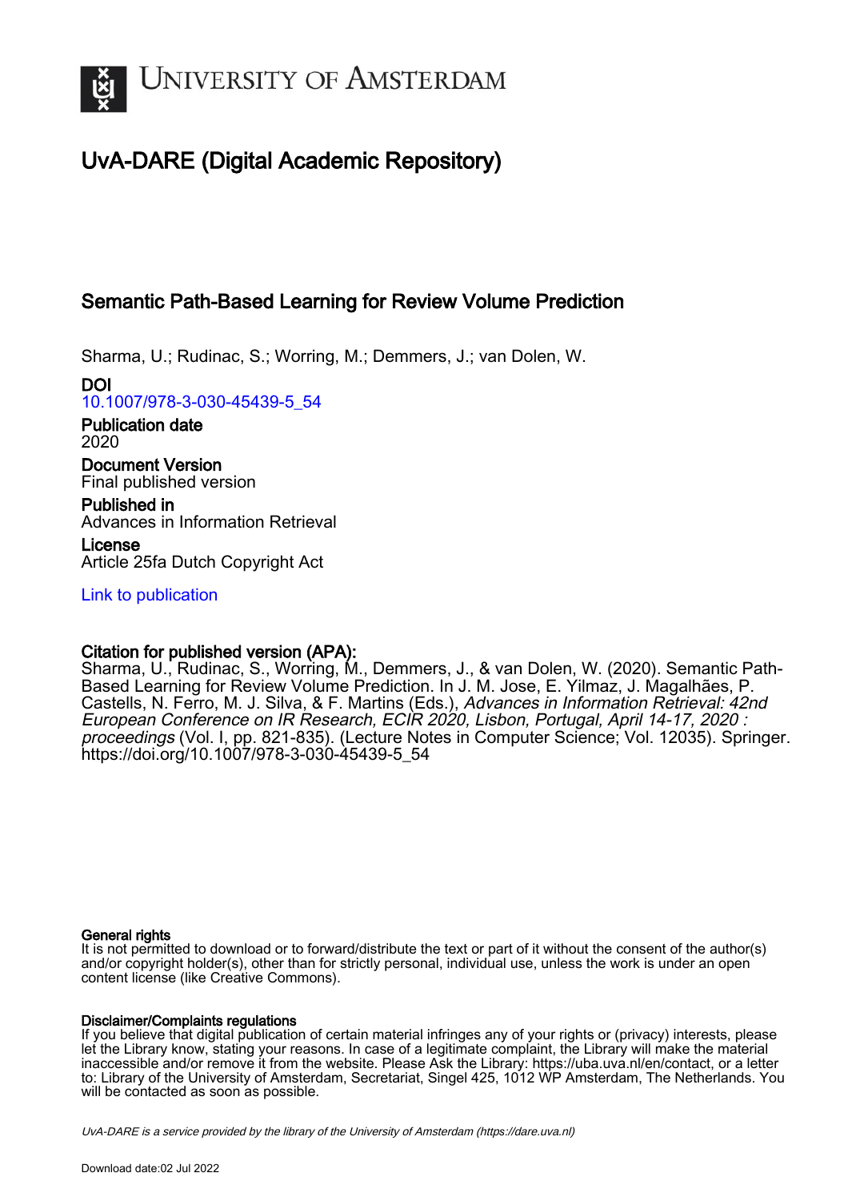# UvA-DARE (Digital Academic Repository)

## Semantic Path-Based Learning for Review Volume Prediction

Sharma, U.; Rudinac, S.; Worring, M.; Demmers, J.; van Dolen, W.

**DOI**
10.1007/978-3-030-45439-5_54

**Publication date**
2020

**Document Version**
Final published version

**Published in**
Advances in Information Retrieval

**License**
Article 25fa Dutch Copyright Act

Link to publication

**Citation for published version (APA):**
Sharma, U., Rudinac, S., Worring, M., Demmers, J., & van Dolen, W. (2020). Semantic Path-Based Learning for Review Volume Prediction. In J. M. Jose, E. Yilmaz, J. Magalhães, P. Castells, N. Ferro, M. J. Silva, & F. Martins (Eds.), *Advances in Information Retrieval: 42nd European Conference on IR Research, ECIR 2020, Lisbon, Portugal, April 14-17, 2020 : proceedings* (Vol. I, pp. 821-835). (Lecture Notes in Computer Science; Vol. 12035). Springer. https://doi.org/10.1007/978-3-030-45439-5_54

**General rights**
It is not permitted to download or to forward/distribute the text or part of it without the consent of the author(s) and/or copyright holder(s), other than for strictly personal, individual use, unless the work is under an open content license (like Creative Commons).

**Disclaimer/Complaints regulations**
If you believe that digital publication of certain material infringes any of your rights or (privacy) interests, please let the Library know, stating your reasons. In case of a legitimate complaint, the Library will make the material inaccessible and/or remove it from the website. Please Ask the Library: https://uba.uva.nl/en/contact, or a letter to: Library of the University of Amsterdam, Secretariat, Singel 425, 1012 WP Amsterdam, The Netherlands. You will be contacted as soon as possible.

*UvA-DARE is a service provided by the library of the University of Amsterdam (https://dare.uva.nl)*

Download date:02 Jul 2022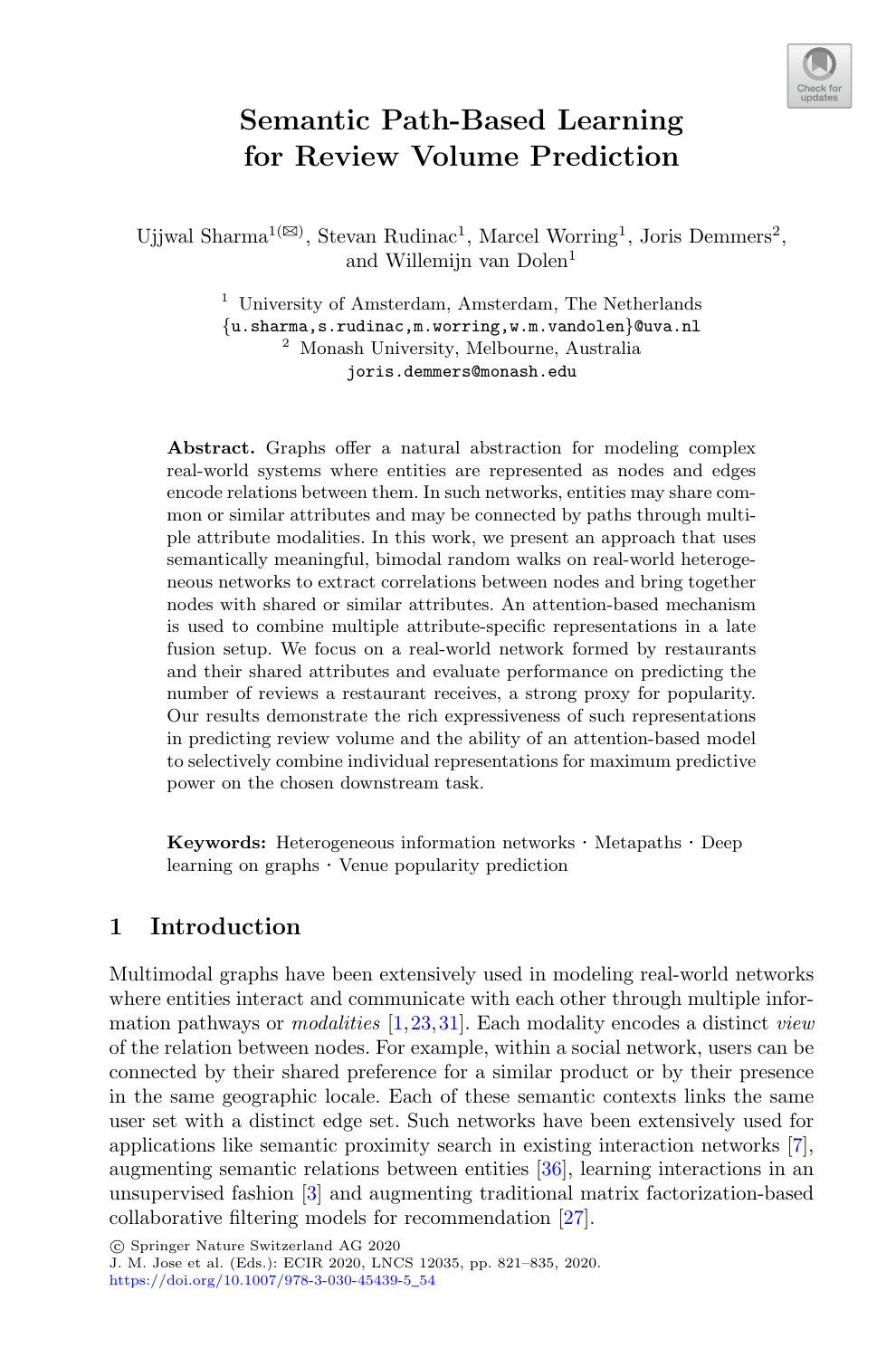# Semantic Path-Based Learning for Review Volume Prediction

Ujjwal Sharma[1(✉)], Stevan Rudinac[1], Marcel Worring[1], Joris Demmers[2], and Willemijn van Dolen[1]

[1] University of Amsterdam, Amsterdam, The Netherlands
{u.sharma,s.rudinac,m.worring,w.m.vandolen}@uva.nl
[2] Monash University, Melbourne, Australia
joris.demmers@monash.edu

**Abstract.** Graphs offer a natural abstraction for modeling complex real-world systems where entities are represented as nodes and edges encode relations between them. In such networks, entities may share common or similar attributes and may be connected by paths through multiple attribute modalities. In this work, we present an approach that uses semantically meaningful, bimodal random walks on real-world heterogeneous networks to extract correlations between nodes and bring together nodes with shared or similar attributes. An attention-based mechanism is used to combine multiple attribute-specific representations in a late fusion setup. We focus on a real-world network formed by restaurants and their shared attributes and evaluate performance on predicting the number of reviews a restaurant receives, a strong proxy for popularity. Our results demonstrate the rich expressiveness of such representations in predicting review volume and the ability of an attention-based model to selectively combine individual representations for maximum predictive power on the chosen downstream task.

**Keywords:** Heterogeneous information networks · Metapaths · Deep learning on graphs · Venue popularity prediction

## 1 Introduction

Multimodal graphs have been extensively used in modeling real-world networks where entities interact and communicate with each other through multiple information pathways or *modalities* [1,23,31]. Each modality encodes a distinct *view* of the relation between nodes. For example, within a social network, users can be connected by their shared preference for a similar product or by their presence in the same geographic locale. Each of these semantic contexts links the same user set with a distinct edge set. Such networks have been extensively used for applications like semantic proximity search in existing interaction networks [7], augmenting semantic relations between entities [36], learning interactions in an unsupervised fashion [3] and augmenting traditional matrix factorization-based collaborative filtering models for recommendation [27].

© Springer Nature Switzerland AG 2020
J. M. Jose et al. (Eds.): ECIR 2020, LNCS 12035, pp. 821–835, 2020.
https://doi.org/10.1007/978-3-030-45439-5_54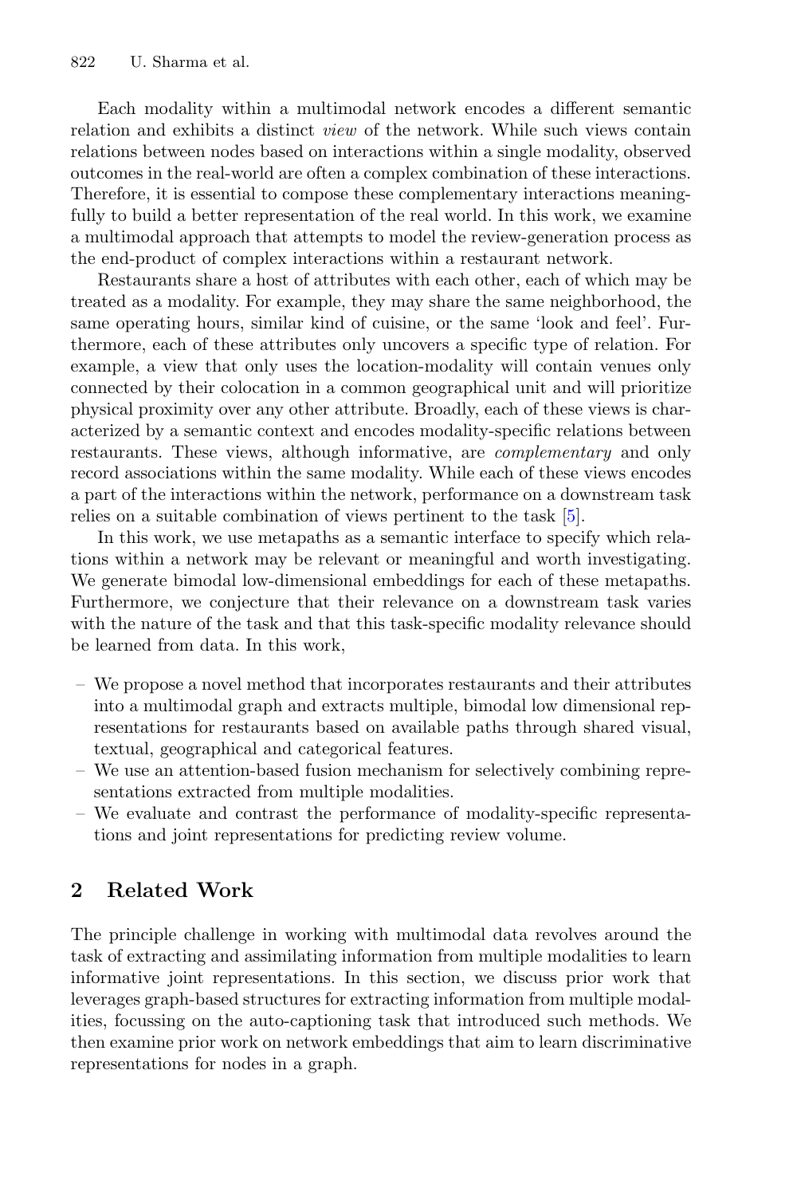Each modality within a multimodal network encodes a different semantic relation and exhibits a distinct *view* of the network. While such views contain relations between nodes based on interactions within a single modality, observed outcomes in the real-world are often a complex combination of these interactions. Therefore, it is essential to compose these complementary interactions meaningfully to build a better representation of the real world. In this work, we examine a multimodal approach that attempts to model the review-generation process as the end-product of complex interactions within a restaurant network.

Restaurants share a host of attributes with each other, each of which may be treated as a modality. For example, they may share the same neighborhood, the same operating hours, similar kind of cuisine, or the same 'look and feel'. Furthermore, each of these attributes only uncovers a specific type of relation. For example, a view that only uses the location-modality will contain venues only connected by their colocation in a common geographical unit and will prioritize physical proximity over any other attribute. Broadly, each of these views is characterized by a semantic context and encodes modality-specific relations between restaurants. These views, although informative, are *complementary* and only record associations within the same modality. While each of these views encodes a part of the interactions within the network, performance on a downstream task relies on a suitable combination of views pertinent to the task [5].

In this work, we use metapaths as a semantic interface to specify which relations within a network may be relevant or meaningful and worth investigating. We generate bimodal low-dimensional embeddings for each of these metapaths. Furthermore, we conjecture that their relevance on a downstream task varies with the nature of the task and that this task-specific modality relevance should be learned from data. In this work,

- We propose a novel method that incorporates restaurants and their attributes into a multimodal graph and extracts multiple, bimodal low dimensional representations for restaurants based on available paths through shared visual, textual, geographical and categorical features.
- We use an attention-based fusion mechanism for selectively combining representations extracted from multiple modalities.
- We evaluate and contrast the performance of modality-specific representations and joint representations for predicting review volume.

## 2 Related Work

The principle challenge in working with multimodal data revolves around the task of extracting and assimilating information from multiple modalities to learn informative joint representations. In this section, we discuss prior work that leverages graph-based structures for extracting information from multiple modalities, focussing on the auto-captioning task that introduced such methods. We then examine prior work on network embeddings that aim to learn discriminative representations for nodes in a graph.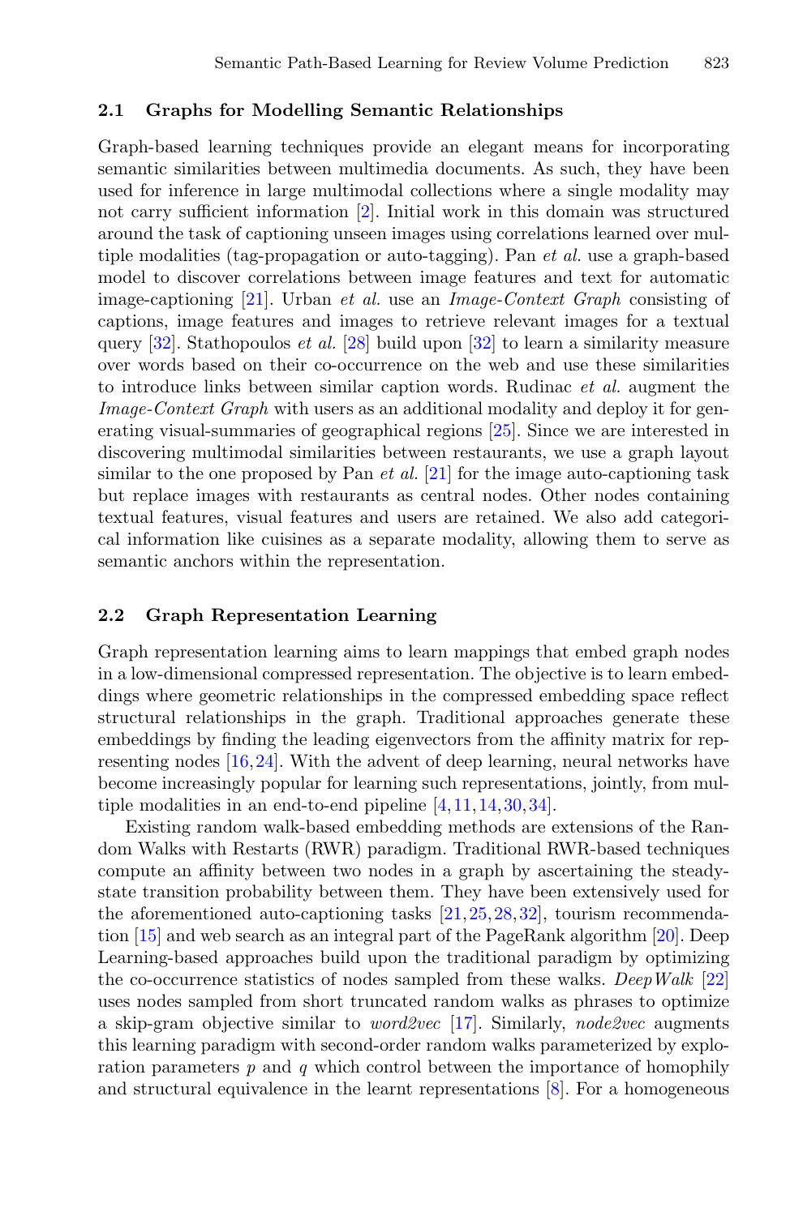### 2.1 Graphs for Modelling Semantic Relationships

Graph-based learning techniques provide an elegant means for incorporating semantic similarities between multimedia documents. As such, they have been used for inference in large multimodal collections where a single modality may not carry sufficient information [2]. Initial work in this domain was structured around the task of captioning unseen images using correlations learned over multiple modalities (tag-propagation or auto-tagging). Pan *et al.* use a graph-based model to discover correlations between image features and text for automatic image-captioning [21]. Urban *et al.* use an *Image-Context Graph* consisting of captions, image features and images to retrieve relevant images for a textual query [32]. Stathopoulos *et al.* [28] build upon [32] to learn a similarity measure over words based on their co-occurrence on the web and use these similarities to introduce links between similar caption words. Rudinac *et al.* augment the *Image-Context Graph* with users as an additional modality and deploy it for generating visual-summaries of geographical regions [25]. Since we are interested in discovering multimodal similarities between restaurants, we use a graph layout similar to the one proposed by Pan *et al.* [21] for the image auto-captioning task but replace images with restaurants as central nodes. Other nodes containing textual features, visual features and users are retained. We also add categorical information like cuisines as a separate modality, allowing them to serve as semantic anchors within the representation.

### 2.2 Graph Representation Learning

Graph representation learning aims to learn mappings that embed graph nodes in a low-dimensional compressed representation. The objective is to learn embeddings where geometric relationships in the compressed embedding space reflect structural relationships in the graph. Traditional approaches generate these embeddings by finding the leading eigenvectors from the affinity matrix for representing nodes [16,24]. With the advent of deep learning, neural networks have become increasingly popular for learning such representations, jointly, from multiple modalities in an end-to-end pipeline [4,11,14,30,34].

Existing random walk-based embedding methods are extensions of the Random Walks with Restarts (RWR) paradigm. Traditional RWR-based techniques compute an affinity between two nodes in a graph by ascertaining the steady-state transition probability between them. They have been extensively used for the aforementioned auto-captioning tasks [21,25,28,32], tourism recommendation [15] and web search as an integral part of the PageRank algorithm [20]. Deep Learning-based approaches build upon the traditional paradigm by optimizing the co-occurrence statistics of nodes sampled from these walks. *DeepWalk* [22] uses nodes sampled from short truncated random walks as phrases to optimize a skip-gram objective similar to *word2vec* [17]. Similarly, *node2vec* augments this learning paradigm with second-order random walks parameterized by exploration parameters $p$ and $q$ which control between the importance of homophily and structural equivalence in the learnt representations [8]. For a homogeneous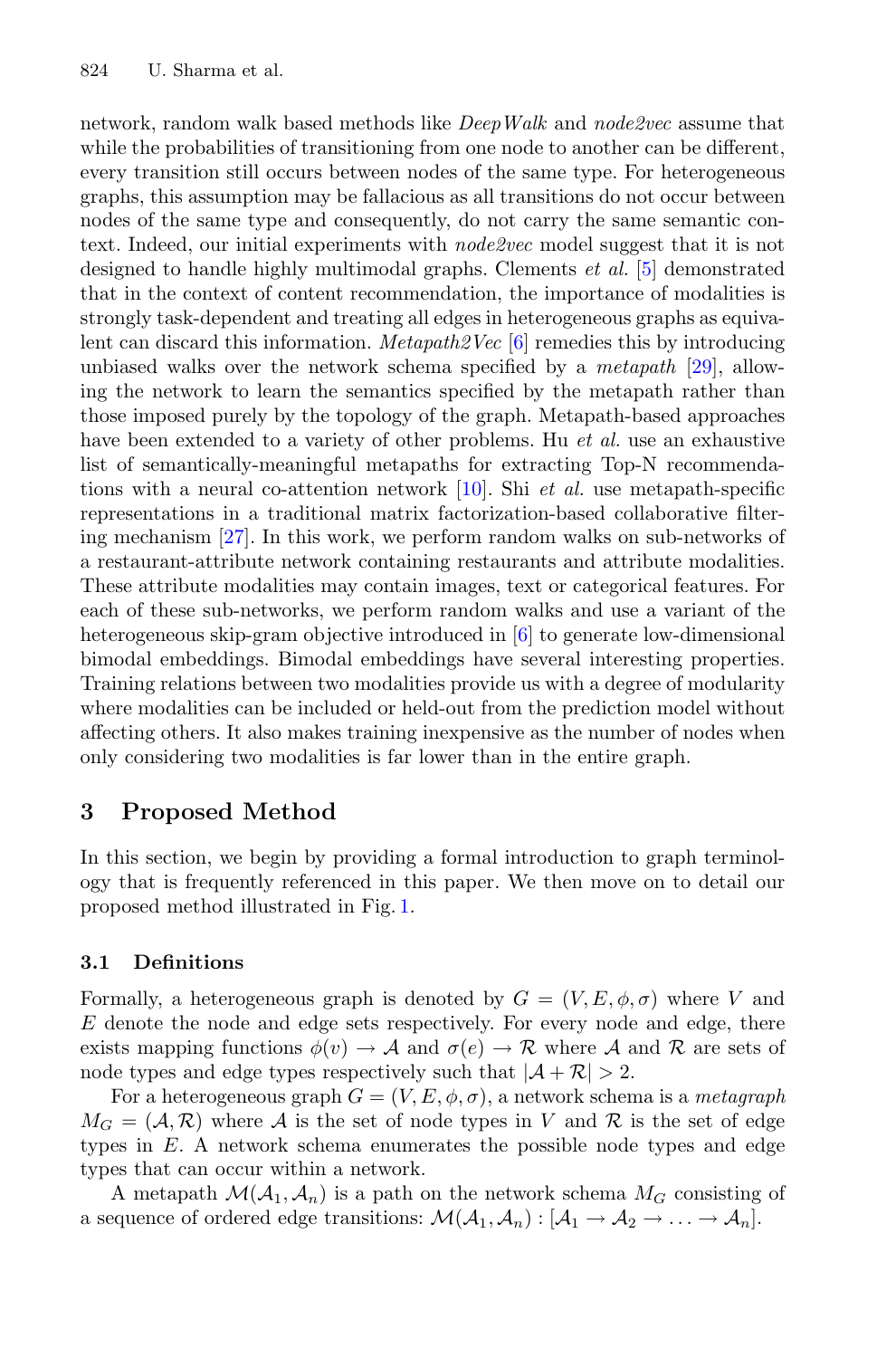network, random walk based methods like *DeepWalk* and *node2vec* assume that while the probabilities of transitioning from one node to another can be different, every transition still occurs between nodes of the same type. For heterogeneous graphs, this assumption may be fallacious as all transitions do not occur between nodes of the same type and consequently, do not carry the same semantic context. Indeed, our initial experiments with *node2vec* model suggest that it is not designed to handle highly multimodal graphs. Clements *et al.* [5] demonstrated that in the context of content recommendation, the importance of modalities is strongly task-dependent and treating all edges in heterogeneous graphs as equivalent can discard this information. *Metapath2Vec* [6] remedies this by introducing unbiased walks over the network schema specified by a *metapath* [29], allowing the network to learn the semantics specified by the metapath rather than those imposed purely by the topology of the graph. Metapath-based approaches have been extended to a variety of other problems. Hu *et al.* use an exhaustive list of semantically-meaningful metapaths for extracting Top-N recommendations with a neural co-attention network [10]. Shi *et al.* use metapath-specific representations in a traditional matrix factorization-based collaborative filtering mechanism [27]. In this work, we perform random walks on sub-networks of a restaurant-attribute network containing restaurants and attribute modalities. These attribute modalities may contain images, text or categorical features. For each of these sub-networks, we perform random walks and use a variant of the heterogeneous skip-gram objective introduced in [6] to generate low-dimensional bimodal embeddings. Bimodal embeddings have several interesting properties. Training relations between two modalities provide us with a degree of modularity where modalities can be included or held-out from the prediction model without affecting others. It also makes training inexpensive as the number of nodes when only considering two modalities is far lower than in the entire graph.

## 3 Proposed Method

In this section, we begin by providing a formal introduction to graph terminology that is frequently referenced in this paper. We then move on to detail our proposed method illustrated in Fig. 1.

### 3.1 Definitions

Formally, a heterogeneous graph is denoted by $G = (V, E, \phi, \sigma)$ where $V$ and $E$ denote the node and edge sets respectively. For every node and edge, there exists mapping functions $\phi(v) \rightarrow \mathcal{A}$ and $\sigma(e) \rightarrow \mathcal{R}$ where $\mathcal{A}$ and $\mathcal{R}$ are sets of node types and edge types respectively such that $|\mathcal{A} + \mathcal{R}| > 2$.

For a heterogeneous graph $G = (V, E, \phi, \sigma)$, a network schema is a *metagraph* $M_G = (\mathcal{A}, \mathcal{R})$ where $\mathcal{A}$ is the set of node types in $V$ and $\mathcal{R}$ is the set of edge types in $E$. A network schema enumerates the possible node types and edge types that can occur within a network.

A metapath $\mathcal{M}(\mathcal{A}_1, \mathcal{A}_n)$ is a path on the network schema $M_G$ consisting of a sequence of ordered edge transitions: $\mathcal{M}(\mathcal{A}_1, \mathcal{A}_n) : [\mathcal{A}_1 \rightarrow \mathcal{A}_2 \rightarrow \ldots \rightarrow \mathcal{A}_n]$.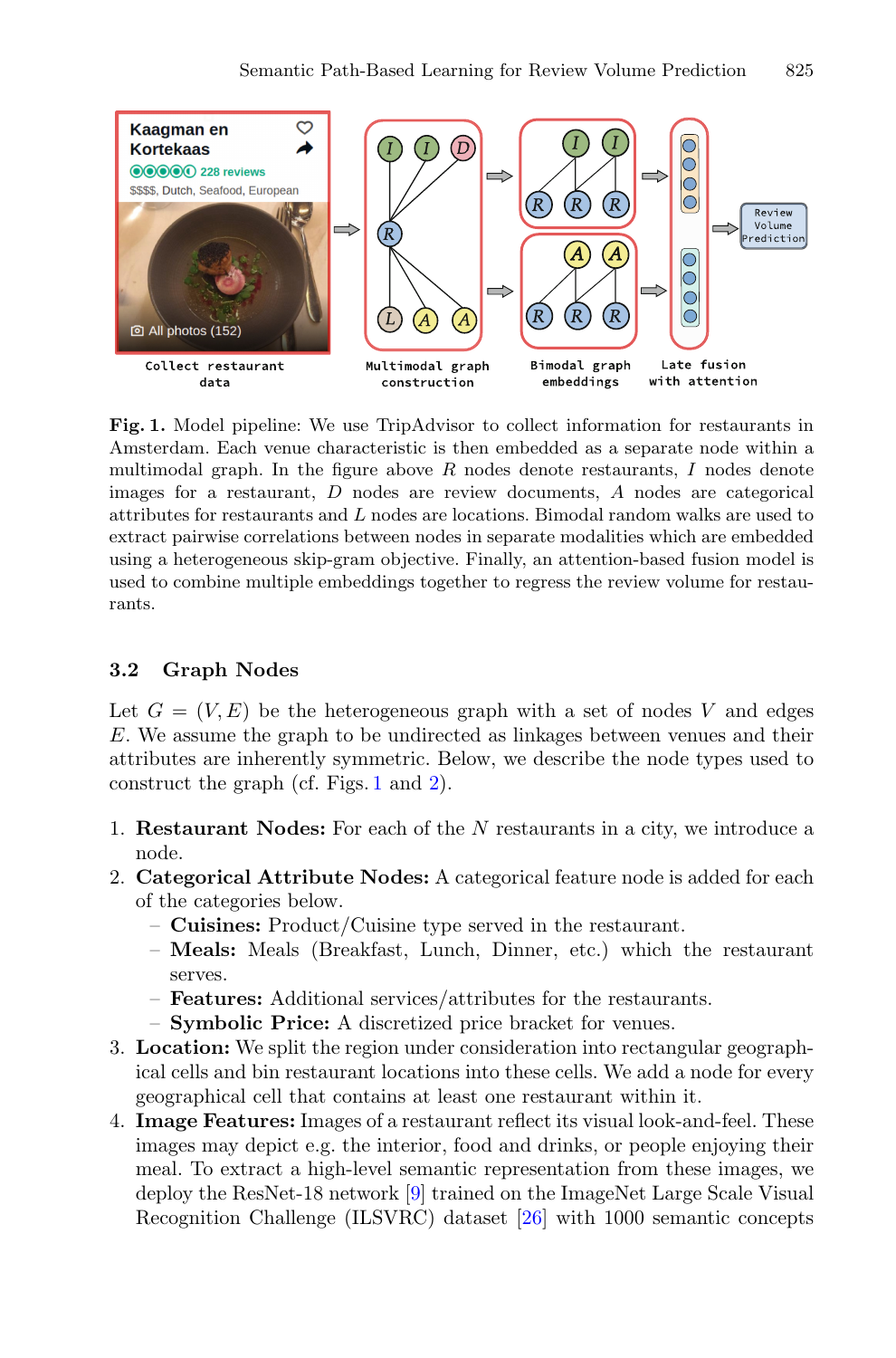**Fig. 1.** Model pipeline: We use TripAdvisor to collect information for restaurants in Amsterdam. Each venue characteristic is then embedded as a separate node within a multimodal graph. In the figure above $R$ nodes denote restaurants, $I$ nodes denote images for a restaurant, $D$ nodes are review documents, $A$ nodes are categorical attributes for restaurants and $L$ nodes are locations. Bimodal random walks are used to extract pairwise correlations between nodes in separate modalities which are embedded using a heterogeneous skip-gram objective. Finally, an attention-based fusion model is used to combine multiple embeddings together to regress the review volume for restaurants.

### 3.2 Graph Nodes

Let $G = (V, E)$ be the heterogeneous graph with a set of nodes $V$ and edges $E$. We assume the graph to be undirected as linkages between venues and their attributes are inherently symmetric. Below, we describe the node types used to construct the graph (cf. Figs. 1 and 2).

1. **Restaurant Nodes:** For each of the $N$ restaurants in a city, we introduce a node.
2. **Categorical Attribute Nodes:** A categorical feature node is added for each of the categories below.
   - **Cuisines:** Product/Cuisine type served in the restaurant.
   - **Meals:** Meals (Breakfast, Lunch, Dinner, etc.) which the restaurant serves.
   - **Features:** Additional services/attributes for the restaurants.
   - **Symbolic Price:** A discretized price bracket for venues.
3. **Location:** We split the region under consideration into rectangular geographical cells and bin restaurant locations into these cells. We add a node for every geographical cell that contains at least one restaurant within it.
4. **Image Features:** Images of a restaurant reflect its visual look-and-feel. These images may depict e.g. the interior, food and drinks, or people enjoying their meal. To extract a high-level semantic representation from these images, we deploy the ResNet-18 network [9] trained on the ImageNet Large Scale Visual Recognition Challenge (ILSVRC) dataset [26] with 1000 semantic concepts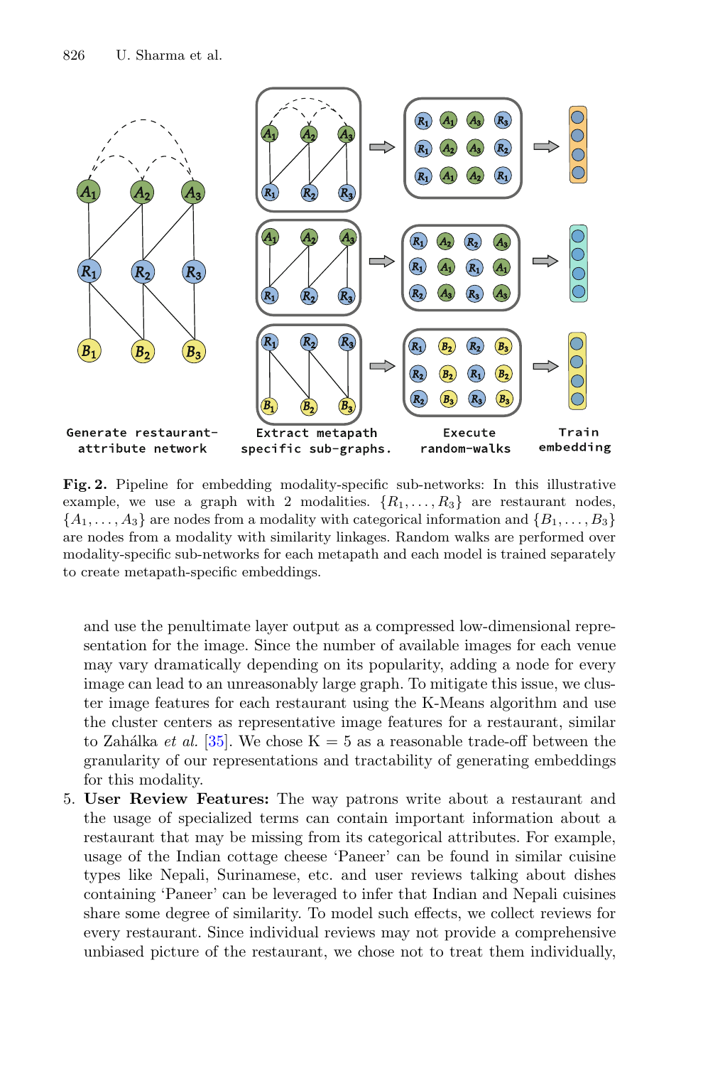**Fig. 2.** Pipeline for embedding modality-specific sub-networks: In this illustrative example, we use a graph with 2 modalities. $\{R_1, \ldots, R_3\}$ are restaurant nodes, $\{A_1, \ldots, A_3\}$ are nodes from a modality with categorical information and $\{B_1, \ldots, B_3\}$ are nodes from a modality with similarity linkages. Random walks are performed over modality-specific sub-networks for each metapath and each model is trained separately to create metapath-specific embeddings.

and use the penultimate layer output as a compressed low-dimensional representation for the image. Since the number of available images for each venue may vary dramatically depending on its popularity, adding a node for every image can lead to an unreasonably large graph. To mitigate this issue, we cluster image features for each restaurant using the K-Means algorithm and use the cluster centers as representative image features for a restaurant, similar to Zahálka *et al.* [35]. We chose K = 5 as a reasonable trade-off between the granularity of our representations and tractability of generating embeddings for this modality.

5. **User Review Features:** The way patrons write about a restaurant and the usage of specialized terms can contain important information about a restaurant that may be missing from its categorical attributes. For example, usage of the Indian cottage cheese 'Paneer' can be found in similar cuisine types like Nepali, Surinamese, etc. and user reviews talking about dishes containing 'Paneer' can be leveraged to infer that Indian and Nepali cuisines share some degree of similarity. To model such effects, we collect reviews for every restaurant. Since individual reviews may not provide a comprehensive unbiased picture of the restaurant, we chose not to treat them individually,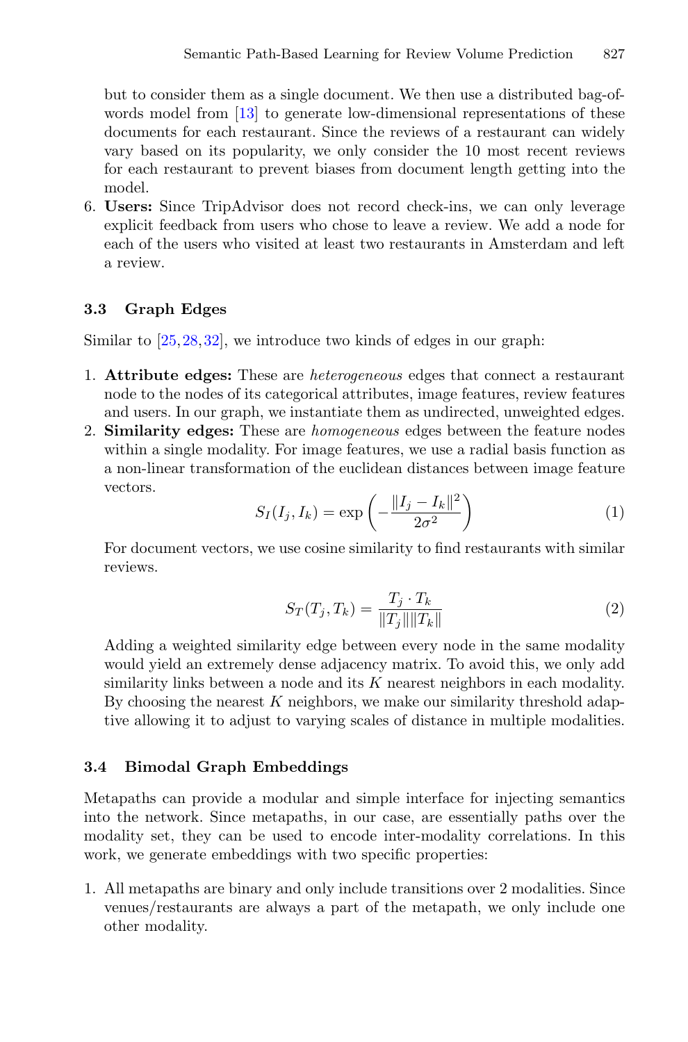but to consider them as a single document. We then use a distributed bag-of-words model from [13] to generate low-dimensional representations of these documents for each restaurant. Since the reviews of a restaurant can widely vary based on its popularity, we only consider the 10 most recent reviews for each restaurant to prevent biases from document length getting into the model.

6. **Users:** Since TripAdvisor does not record check-ins, we can only leverage explicit feedback from users who chose to leave a review. We add a node for each of the users who visited at least two restaurants in Amsterdam and left a review.

### 3.3 Graph Edges

Similar to [25,28,32], we introduce two kinds of edges in our graph:

1. **Attribute edges:** These are *heterogeneous* edges that connect a restaurant node to the nodes of its categorical attributes, image features, review features and users. In our graph, we instantiate them as undirected, unweighted edges.
2. **Similarity edges:** These are *homogeneous* edges between the feature nodes within a single modality. For image features, we use a radial basis function as a non-linear transformation of the euclidean distances between image feature vectors.

$$S_I(I_j, I_k) = \exp\left(-\frac{\|I_j - I_k\|^2}{2\sigma^2}\right) \tag{1}$$

For document vectors, we use cosine similarity to find restaurants with similar reviews.

$$S_T(T_j, T_k) = \frac{T_j \cdot T_k}{\|T_j\|\|T_k\|} \tag{2}$$

Adding a weighted similarity edge between every node in the same modality would yield an extremely dense adjacency matrix. To avoid this, we only add similarity links between a node and its $K$ nearest neighbors in each modality. By choosing the nearest $K$ neighbors, we make our similarity threshold adaptive allowing it to adjust to varying scales of distance in multiple modalities.

### 3.4 Bimodal Graph Embeddings

Metapaths can provide a modular and simple interface for injecting semantics into the network. Since metapaths, in our case, are essentially paths over the modality set, they can be used to encode inter-modality correlations. In this work, we generate embeddings with two specific properties:

1. All metapaths are binary and only include transitions over 2 modalities. Since venues/restaurants are always a part of the metapath, we only include one other modality.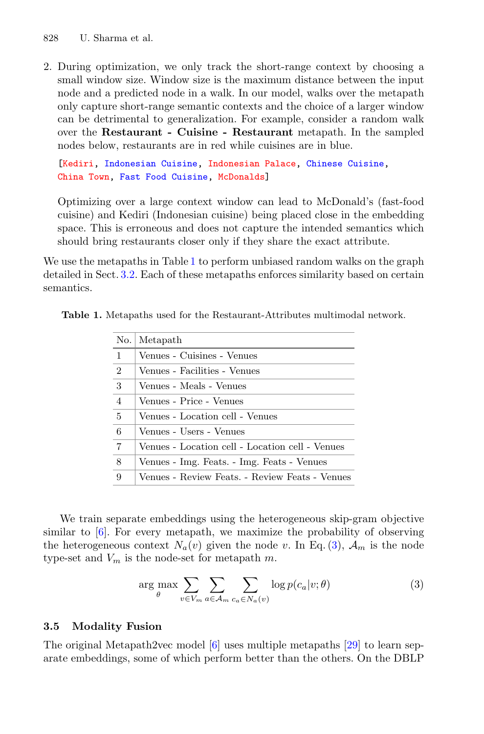2. During optimization, we only track the short-range context by choosing a small window size. Window size is the maximum distance between the input node and a predicted node in a walk. In our model, walks over the metapath only capture short-range semantic contexts and the choice of a larger window can be detrimental to generalization. For example, consider a random walk over the **Restaurant - Cuisine - Restaurant** metapath. In the sampled nodes below, restaurants are in red while cuisines are in blue.

   ```
   [Kediri, Indonesian Cuisine, Indonesian Palace, Chinese Cuisine,
   China Town, Fast Food Cuisine, McDonalds]
   ```

   Optimizing over a large context window can lead to McDonald's (fast-food cuisine) and Kediri (Indonesian cuisine) being placed close in the embedding space. This is erroneous and does not capture the intended semantics which should bring restaurants closer only if they share the exact attribute.

We use the metapaths in Table 1 to perform unbiased random walks on the graph detailed in Sect. 3.2. Each of these metapaths enforces similarity based on certain semantics.

**Table 1.** Metapaths used for the Restaurant-Attributes multimodal network.

| No. | Metapath |
|---|---|
| 1 | Venues - Cuisines - Venues |
| 2 | Venues - Facilities - Venues |
| 3 | Venues - Meals - Venues |
| 4 | Venues - Price - Venues |
| 5 | Venues - Location cell - Venues |
| 6 | Venues - Users - Venues |
| 7 | Venues - Location cell - Location cell - Venues |
| 8 | Venues - Img. Feats. - Img. Feats - Venues |
| 9 | Venues - Review Feats. - Review Feats - Venues |

We train separate embeddings using the heterogeneous skip-gram objective similar to [6]. For every metapath, we maximize the probability of observing the heterogeneous context $N_a(v)$ given the node $v$. In Eq. (3), $\mathcal{A}_m$ is the node type-set and $V_m$ is the node-set for metapath $m$.

$$\arg\max_{\theta} \sum_{v \in V_m} \sum_{a \in \mathcal{A}_m} \sum_{c_a \in N_a(v)} \log p(c_a | v; \theta) \tag{3}$$

### 3.5 Modality Fusion

The original Metapath2vec model [6] uses multiple metapaths [29] to learn separate embeddings, some of which perform better than the others. On the DBLP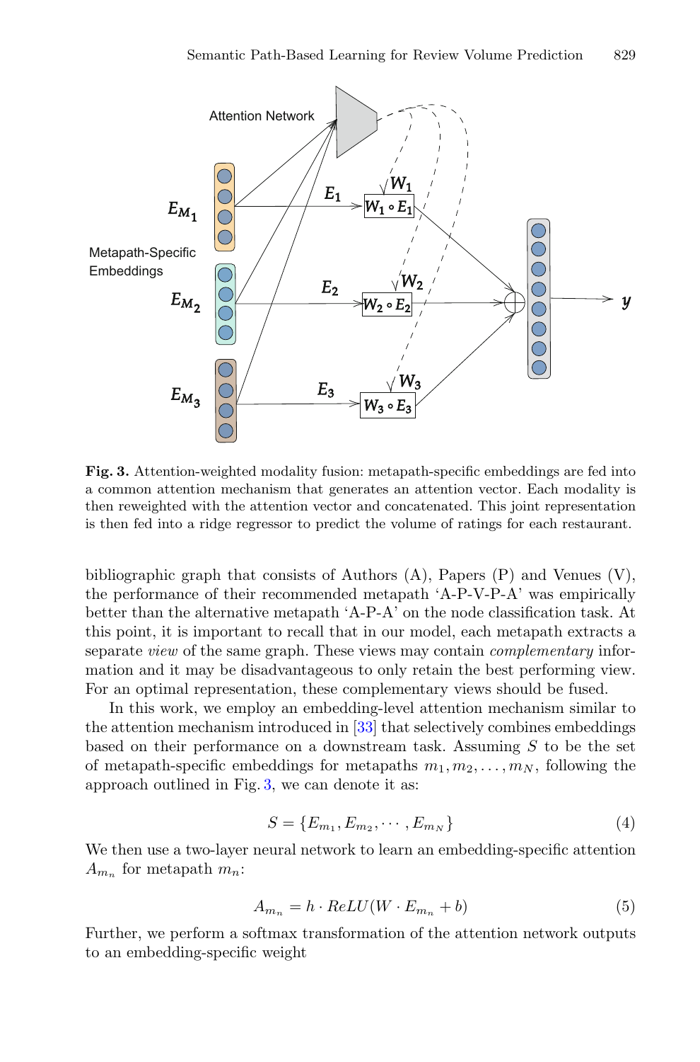**Fig. 3.** Attention-weighted modality fusion: metapath-specific embeddings are fed into a common attention mechanism that generates an attention vector. Each modality is then reweighted with the attention vector and concatenated. This joint representation is then fed into a ridge regressor to predict the volume of ratings for each restaurant.

bibliographic graph that consists of Authors (A), Papers (P) and Venues (V), the performance of their recommended metapath 'A-P-V-P-A' was empirically better than the alternative metapath 'A-P-A' on the node classification task. At this point, it is important to recall that in our model, each metapath extracts a separate *view* of the same graph. These views may contain *complementary* information and it may be disadvantageous to only retain the best performing view. For an optimal representation, these complementary views should be fused.

In this work, we employ an embedding-level attention mechanism similar to the attention mechanism introduced in [33] that selectively combines embeddings based on their performance on a downstream task. Assuming $S$ to be the set of metapath-specific embeddings for metapaths $m_1, m_2, \ldots, m_N$, following the approach outlined in Fig. 3, we can denote it as:

$$S = \{E_{m_1}, E_{m_2}, \cdots, E_{m_N}\} \tag{4}$$

We then use a two-layer neural network to learn an embedding-specific attention $A_{m_n}$ for metapath $m_n$:

$$A_{m_n} = h \cdot ReLU(W \cdot E_{m_n} + b) \tag{5}$$

Further, we perform a softmax transformation of the attention network outputs to an embedding-specific weight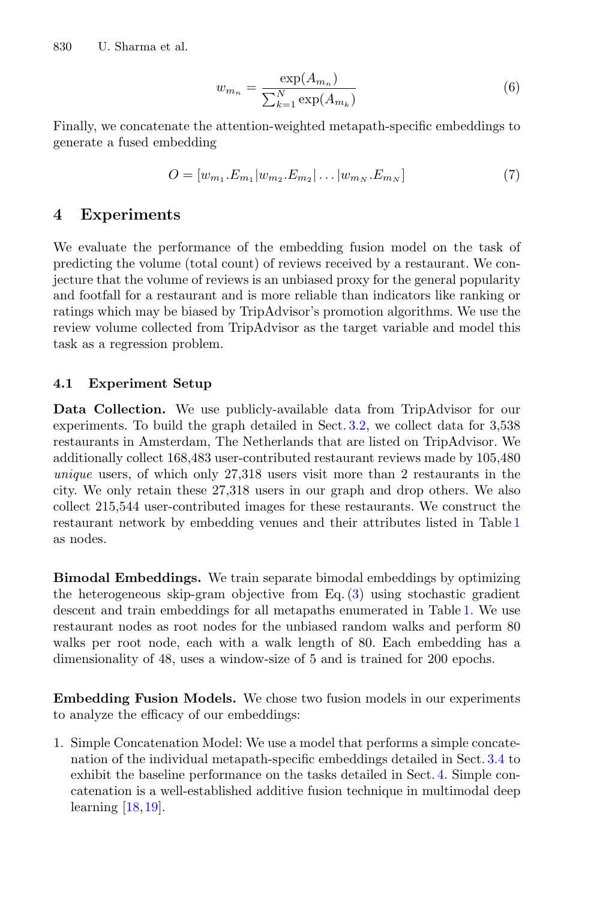$$w_{m_n} = \frac{\exp(A_{m_n})}{\sum_{k=1}^{N} \exp(A_{m_k})} \tag{6}$$

Finally, we concatenate the attention-weighted metapath-specific embeddings to generate a fused embedding

$$O = [w_{m_1}.E_{m_1} | w_{m_2}.E_{m_2} | \ldots | w_{m_N}.E_{m_N}] \tag{7}$$

## 4 Experiments

We evaluate the performance of the embedding fusion model on the task of predicting the volume (total count) of reviews received by a restaurant. We conjecture that the volume of reviews is an unbiased proxy for the general popularity and footfall for a restaurant and is more reliable than indicators like ranking or ratings which may be biased by TripAdvisor's promotion algorithms. We use the review volume collected from TripAdvisor as the target variable and model this task as a regression problem.

### 4.1 Experiment Setup

**Data Collection.** We use publicly-available data from TripAdvisor for our experiments. To build the graph detailed in Sect. 3.2, we collect data for 3,538 restaurants in Amsterdam, The Netherlands that are listed on TripAdvisor. We additionally collect 168,483 user-contributed restaurant reviews made by 105,480 *unique* users, of which only 27,318 users visit more than 2 restaurants in the city. We only retain these 27,318 users in our graph and drop others. We also collect 215,544 user-contributed images for these restaurants. We construct the restaurant network by embedding venues and their attributes listed in Table 1 as nodes.

**Bimodal Embeddings.** We train separate bimodal embeddings by optimizing the heterogeneous skip-gram objective from Eq. (3) using stochastic gradient descent and train embeddings for all metapaths enumerated in Table 1. We use restaurant nodes as root nodes for the unbiased random walks and perform 80 walks per root node, each with a walk length of 80. Each embedding has a dimensionality of 48, uses a window-size of 5 and is trained for 200 epochs.

**Embedding Fusion Models.** We chose two fusion models in our experiments to analyze the efficacy of our embeddings:

1. Simple Concatenation Model: We use a model that performs a simple concatenation of the individual metapath-specific embeddings detailed in Sect. 3.4 to exhibit the baseline performance on the tasks detailed in Sect. 4. Simple concatenation is a well-established additive fusion technique in multimodal deep learning [18,19].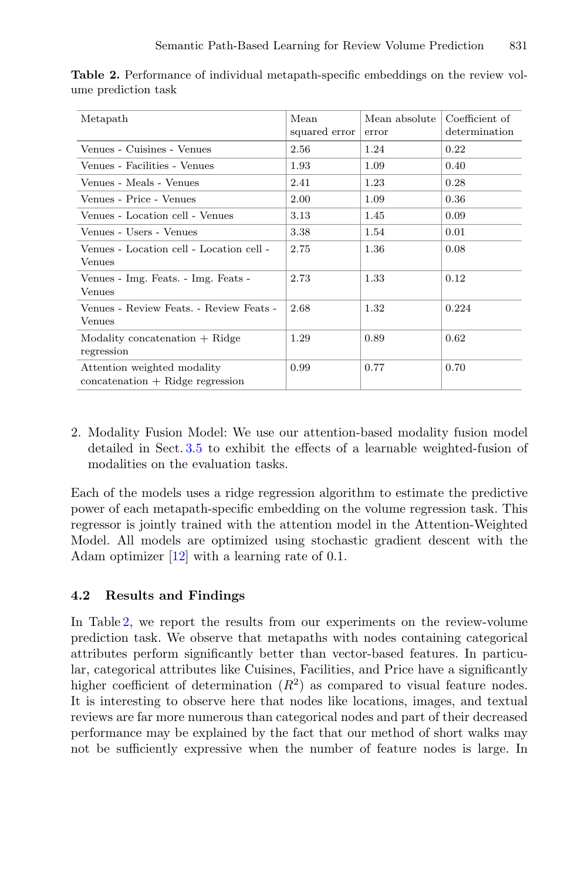**Table 2.** Performance of individual metapath-specific embeddings on the review volume prediction task

| Metapath | Mean squared error | Mean absolute error | Coefficient of determination |
|---|---|---|---|
| Venues - Cuisines - Venues | 2.56 | 1.24 | 0.22 |
| Venues - Facilities - Venues | 1.93 | 1.09 | 0.40 |
| Venues - Meals - Venues | 2.41 | 1.23 | 0.28 |
| Venues - Price - Venues | 2.00 | 1.09 | 0.36 |
| Venues - Location cell - Venues | 3.13 | 1.45 | 0.09 |
| Venues - Users - Venues | 3.38 | 1.54 | 0.01 |
| Venues - Location cell - Location cell - Venues | 2.75 | 1.36 | 0.08 |
| Venues - Img. Feats. - Img. Feats - Venues | 2.73 | 1.33 | 0.12 |
| Venues - Review Feats. - Review Feats - Venues | 2.68 | 1.32 | 0.224 |
| Modality concatenation + Ridge regression | 1.29 | 0.89 | 0.62 |
| Attention weighted modality concatenation + Ridge regression | 0.99 | 0.77 | 0.70 |

2. Modality Fusion Model: We use our attention-based modality fusion model detailed in Sect. 3.5 to exhibit the effects of a learnable weighted-fusion of modalities on the evaluation tasks.

Each of the models uses a ridge regression algorithm to estimate the predictive power of each metapath-specific embedding on the volume regression task. This regressor is jointly trained with the attention model in the Attention-Weighted Model. All models are optimized using stochastic gradient descent with the Adam optimizer [12] with a learning rate of 0.1.

### 4.2 Results and Findings

In Table 2, we report the results from our experiments on the review-volume prediction task. We observe that metapaths with nodes containing categorical attributes perform significantly better than vector-based features. In particular, categorical attributes like Cuisines, Facilities, and Price have a significantly higher coefficient of determination ($R^2$) as compared to visual feature nodes. It is interesting to observe here that nodes like locations, images, and textual reviews are far more numerous than categorical nodes and part of their decreased performance may be explained by the fact that our method of short walks may not be sufficiently expressive when the number of feature nodes is large. In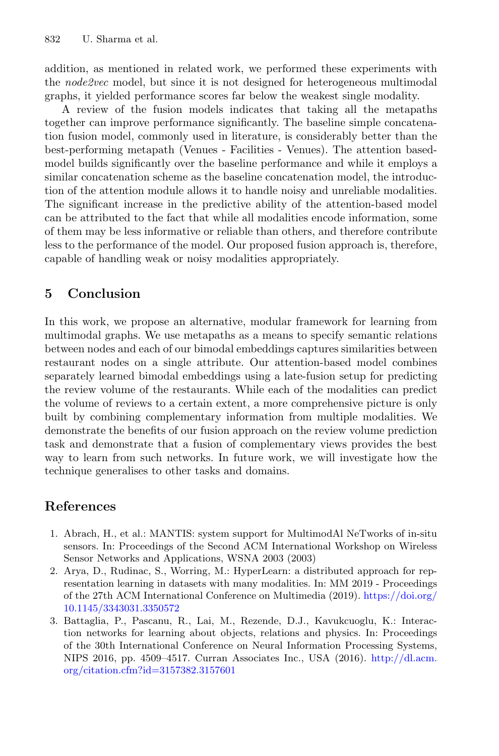addition, as mentioned in related work, we performed these experiments with the *node2vec* model, but since it is not designed for heterogeneous multimodal graphs, it yielded performance scores far below the weakest single modality.

A review of the fusion models indicates that taking all the metapaths together can improve performance significantly. The baseline simple concatenation fusion model, commonly used in literature, is considerably better than the best-performing metapath (Venues - Facilities - Venues). The attention based-model builds significantly over the baseline performance and while it employs a similar concatenation scheme as the baseline concatenation model, the introduction of the attention module allows it to handle noisy and unreliable modalities. The significant increase in the predictive ability of the attention-based model can be attributed to the fact that while all modalities encode information, some of them may be less informative or reliable than others, and therefore contribute less to the performance of the model. Our proposed fusion approach is, therefore, capable of handling weak or noisy modalities appropriately.

## 5 Conclusion

In this work, we propose an alternative, modular framework for learning from multimodal graphs. We use metapaths as a means to specify semantic relations between nodes and each of our bimodal embeddings captures similarities between restaurant nodes on a single attribute. Our attention-based model combines separately learned bimodal embeddings using a late-fusion setup for predicting the review volume of the restaurants. While each of the modalities can predict the volume of reviews to a certain extent, a more comprehensive picture is only built by combining complementary information from multiple modalities. We demonstrate the benefits of our fusion approach on the review volume prediction task and demonstrate that a fusion of complementary views provides the best way to learn from such networks. In future work, we will investigate how the technique generalises to other tasks and domains.

## References

1. Abrach, H., et al.: MANTIS: system support for MultimodAl NeTworks of in-situ sensors. In: Proceedings of the Second ACM International Workshop on Wireless Sensor Networks and Applications, WSNA 2003 (2003)
2. Arya, D., Rudinac, S., Worring, M.: HyperLearn: a distributed approach for representation learning in datasets with many modalities. In: MM 2019 - Proceedings of the 27th ACM International Conference on Multimedia (2019). https://doi.org/10.1145/3343031.3350572
3. Battaglia, P., Pascanu, R., Lai, M., Rezende, D.J., Kavukcuoglu, K.: Interaction networks for learning about objects, relations and physics. In: Proceedings of the 30th International Conference on Neural Information Processing Systems, NIPS 2016, pp. 4509–4517. Curran Associates Inc., USA (2016). http://dl.acm.org/citation.cfm?id=3157382.3157601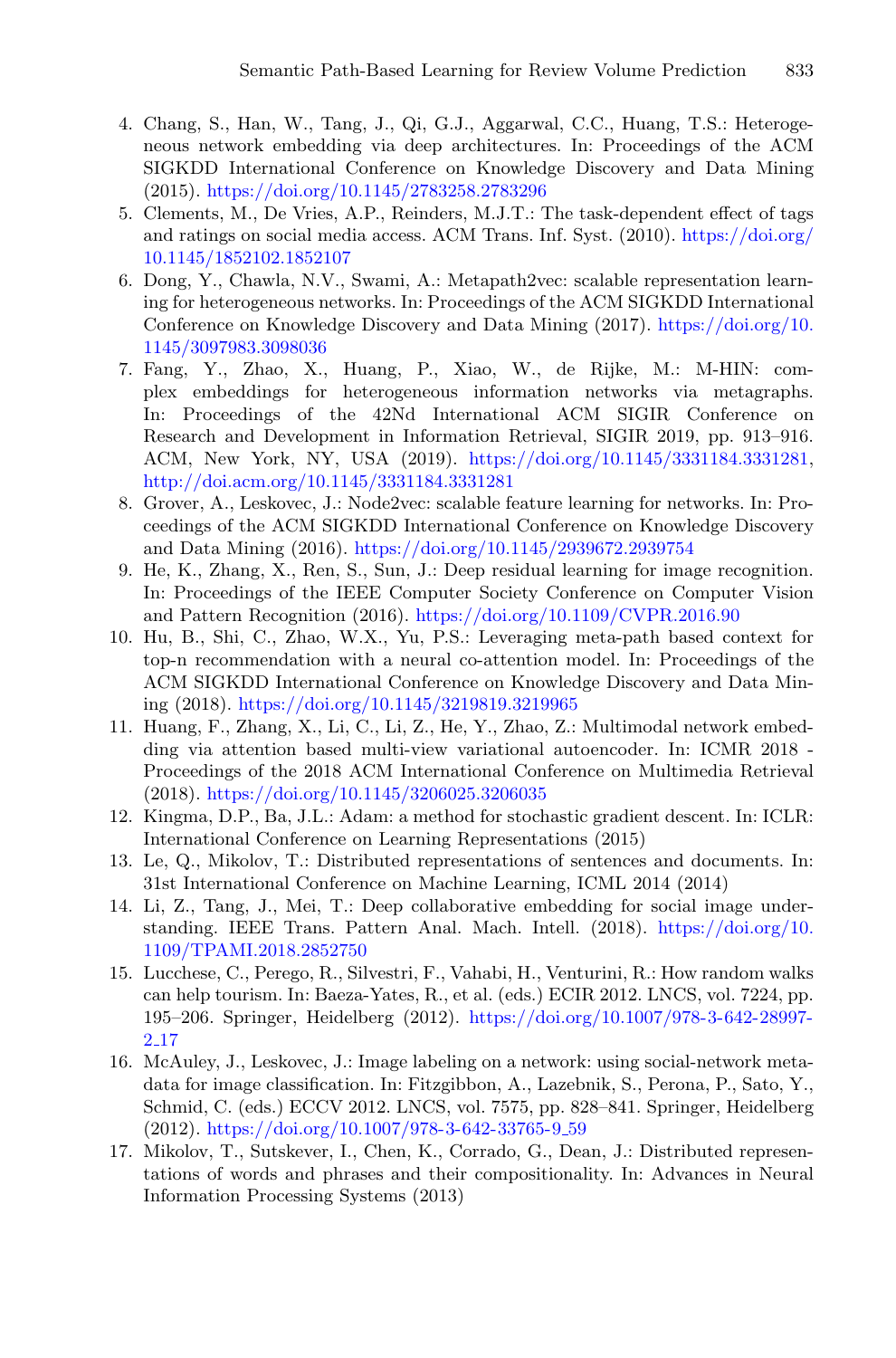4. Chang, S., Han, W., Tang, J., Qi, G.J., Aggarwal, C.C., Huang, T.S.: Heterogeneous network embedding via deep architectures. In: Proceedings of the ACM SIGKDD International Conference on Knowledge Discovery and Data Mining (2015). https://doi.org/10.1145/2783258.2783296
5. Clements, M., De Vries, A.P., Reinders, M.J.T.: The task-dependent effect of tags and ratings on social media access. ACM Trans. Inf. Syst. (2010). https://doi.org/10.1145/1852102.1852107
6. Dong, Y., Chawla, N.V., Swami, A.: Metapath2vec: scalable representation learning for heterogeneous networks. In: Proceedings of the ACM SIGKDD International Conference on Knowledge Discovery and Data Mining (2017). https://doi.org/10.1145/3097983.3098036
7. Fang, Y., Zhao, X., Huang, P., Xiao, W., de Rijke, M.: M-HIN: complex embeddings for heterogeneous information networks via metagraphs. In: Proceedings of the 42Nd International ACM SIGIR Conference on Research and Development in Information Retrieval, SIGIR 2019, pp. 913–916. ACM, New York, NY, USA (2019). https://doi.org/10.1145/3331184.3331281, http://doi.acm.org/10.1145/3331184.3331281
8. Grover, A., Leskovec, J.: Node2vec: scalable feature learning for networks. In: Proceedings of the ACM SIGKDD International Conference on Knowledge Discovery and Data Mining (2016). https://doi.org/10.1145/2939672.2939754
9. He, K., Zhang, X., Ren, S., Sun, J.: Deep residual learning for image recognition. In: Proceedings of the IEEE Computer Society Conference on Computer Vision and Pattern Recognition (2016). https://doi.org/10.1109/CVPR.2016.90
10. Hu, B., Shi, C., Zhao, W.X., Yu, P.S.: Leveraging meta-path based context for top-n recommendation with a neural co-attention model. In: Proceedings of the ACM SIGKDD International Conference on Knowledge Discovery and Data Mining (2018). https://doi.org/10.1145/3219819.3219965
11. Huang, F., Zhang, X., Li, C., Li, Z., He, Y., Zhao, Z.: Multimodal network embedding via attention based multi-view variational autoencoder. In: ICMR 2018 - Proceedings of the 2018 ACM International Conference on Multimedia Retrieval (2018). https://doi.org/10.1145/3206025.3206035
12. Kingma, D.P., Ba, J.L.: Adam: a method for stochastic gradient descent. In: ICLR: International Conference on Learning Representations (2015)
13. Le, Q., Mikolov, T.: Distributed representations of sentences and documents. In: 31st International Conference on Machine Learning, ICML 2014 (2014)
14. Li, Z., Tang, J., Mei, T.: Deep collaborative embedding for social image understanding. IEEE Trans. Pattern Anal. Mach. Intell. (2018). https://doi.org/10.1109/TPAMI.2018.2852750
15. Lucchese, C., Perego, R., Silvestri, F., Vahabi, H., Venturini, R.: How random walks can help tourism. In: Baeza-Yates, R., et al. (eds.) ECIR 2012. LNCS, vol. 7224, pp. 195–206. Springer, Heidelberg (2012). https://doi.org/10.1007/978-3-642-28997-2_17
16. McAuley, J., Leskovec, J.: Image labeling on a network: using social-network metadata for image classification. In: Fitzgibbon, A., Lazebnik, S., Perona, P., Sato, Y., Schmid, C. (eds.) ECCV 2012. LNCS, vol. 7575, pp. 828–841. Springer, Heidelberg (2012). https://doi.org/10.1007/978-3-642-33765-9_59
17. Mikolov, T., Sutskever, I., Chen, K., Corrado, G., Dean, J.: Distributed representations of words and phrases and their compositionality. In: Advances in Neural Information Processing Systems (2013)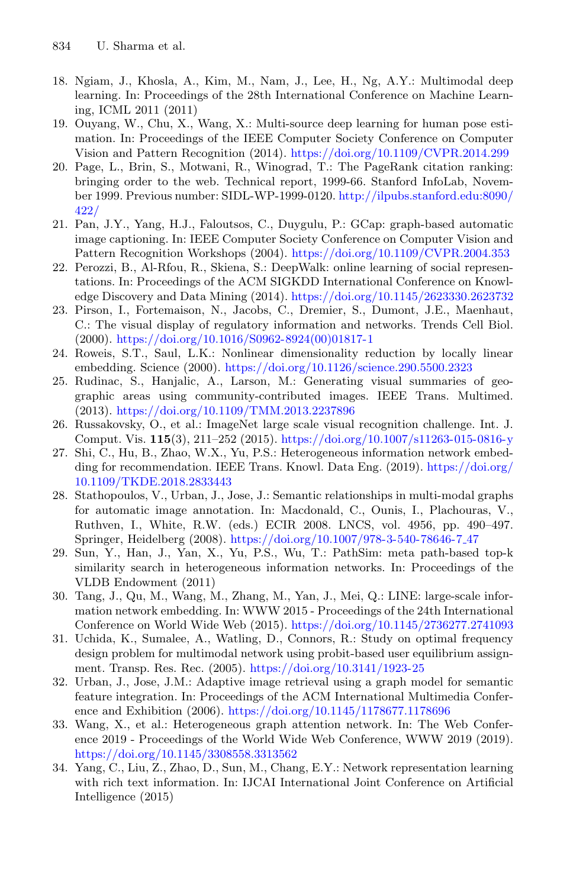18. Ngiam, J., Khosla, A., Kim, M., Nam, J., Lee, H., Ng, A.Y.: Multimodal deep learning. In: Proceedings of the 28th International Conference on Machine Learning, ICML 2011 (2011)
19. Ouyang, W., Chu, X., Wang, X.: Multi-source deep learning for human pose estimation. In: Proceedings of the IEEE Computer Society Conference on Computer Vision and Pattern Recognition (2014). https://doi.org/10.1109/CVPR.2014.299
20. Page, L., Brin, S., Motwani, R., Winograd, T.: The PageRank citation ranking: bringing order to the web. Technical report, 1999-66. Stanford InfoLab, November 1999. Previous number: SIDL-WP-1999-0120. http://ilpubs.stanford.edu:8090/422/
21. Pan, J.Y., Yang, H.J., Faloutsos, C., Duygulu, P.: GCap: graph-based automatic image captioning. In: IEEE Computer Society Conference on Computer Vision and Pattern Recognition Workshops (2004). https://doi.org/10.1109/CVPR.2004.353
22. Perozzi, B., Al-Rfou, R., Skiena, S.: DeepWalk: online learning of social representations. In: Proceedings of the ACM SIGKDD International Conference on Knowledge Discovery and Data Mining (2014). https://doi.org/10.1145/2623330.2623732
23. Pirson, I., Fortemaison, N., Jacobs, C., Dremier, S., Dumont, J.E., Maenhaut, C.: The visual display of regulatory information and networks. Trends Cell Biol. (2000). https://doi.org/10.1016/S0962-8924(00)01817-1
24. Roweis, S.T., Saul, L.K.: Nonlinear dimensionality reduction by locally linear embedding. Science (2000). https://doi.org/10.1126/science.290.5500.2323
25. Rudinac, S., Hanjalic, A., Larson, M.: Generating visual summaries of geographic areas using community-contributed images. IEEE Trans. Multimed. (2013). https://doi.org/10.1109/TMM.2013.2237896
26. Russakovsky, O., et al.: ImageNet large scale visual recognition challenge. Int. J. Comput. Vis. **115**(3), 211–252 (2015). https://doi.org/10.1007/s11263-015-0816-y
27. Shi, C., Hu, B., Zhao, W.X., Yu, P.S.: Heterogeneous information network embedding for recommendation. IEEE Trans. Knowl. Data Eng. (2019). https://doi.org/10.1109/TKDE.2018.2833443
28. Stathopoulos, V., Urban, J., Jose, J.: Semantic relationships in multi-modal graphs for automatic image annotation. In: Macdonald, C., Ounis, I., Plachouras, V., Ruthven, I., White, R.W. (eds.) ECIR 2008. LNCS, vol. 4956, pp. 490–497. Springer, Heidelberg (2008). https://doi.org/10.1007/978-3-540-78646-7_47
29. Sun, Y., Han, J., Yan, X., Yu, P.S., Wu, T.: PathSim: meta path-based top-k similarity search in heterogeneous information networks. In: Proceedings of the VLDB Endowment (2011)
30. Tang, J., Qu, M., Wang, M., Zhang, M., Yan, J., Mei, Q.: LINE: large-scale information network embedding. In: WWW 2015 - Proceedings of the 24th International Conference on World Wide Web (2015). https://doi.org/10.1145/2736277.2741093
31. Uchida, K., Sumalee, A., Watling, D., Connors, R.: Study on optimal frequency design problem for multimodal network using probit-based user equilibrium assignment. Transp. Res. Rec. (2005). https://doi.org/10.3141/1923-25
32. Urban, J., Jose, J.M.: Adaptive image retrieval using a graph model for semantic feature integration. In: Proceedings of the ACM International Multimedia Conference and Exhibition (2006). https://doi.org/10.1145/1178677.1178696
33. Wang, X., et al.: Heterogeneous graph attention network. In: The Web Conference 2019 - Proceedings of the World Wide Web Conference, WWW 2019 (2019). https://doi.org/10.1145/3308558.3313562
34. Yang, C., Liu, Z., Zhao, D., Sun, M., Chang, E.Y.: Network representation learning with rich text information. In: IJCAI International Joint Conference on Artificial Intelligence (2015)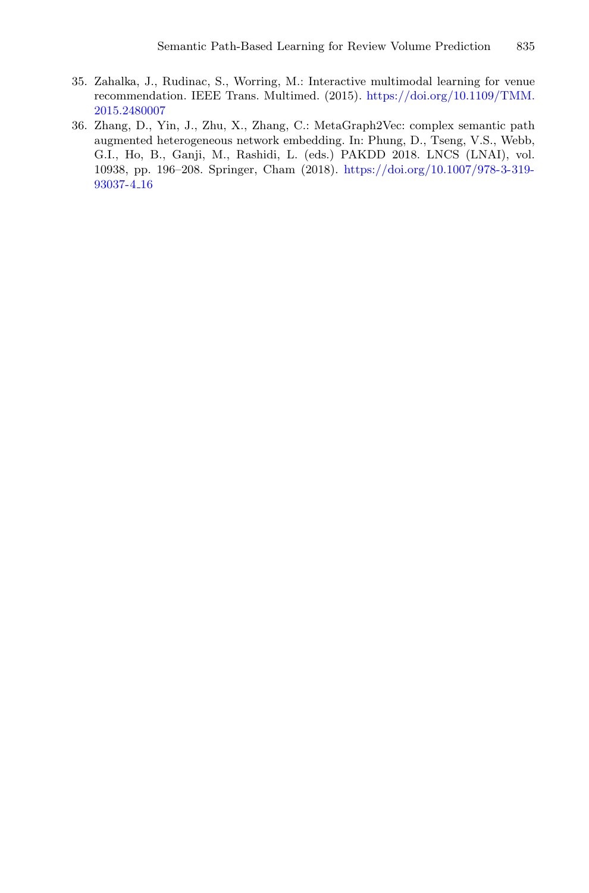35. Zahalka, J., Rudinac, S., Worring, M.: Interactive multimodal learning for venue recommendation. IEEE Trans. Multimed. (2015). https://doi.org/10.1109/TMM.2015.2480007
36. Zhang, D., Yin, J., Zhu, X., Zhang, C.: MetaGraph2Vec: complex semantic path augmented heterogeneous network embedding. In: Phung, D., Tseng, V.S., Webb, G.I., Ho, B., Ganji, M., Rashidi, L. (eds.) PAKDD 2018. LNCS (LNAI), vol. 10938, pp. 196–208. Springer, Cham (2018). https://doi.org/10.1007/978-3-319-93037-4_16